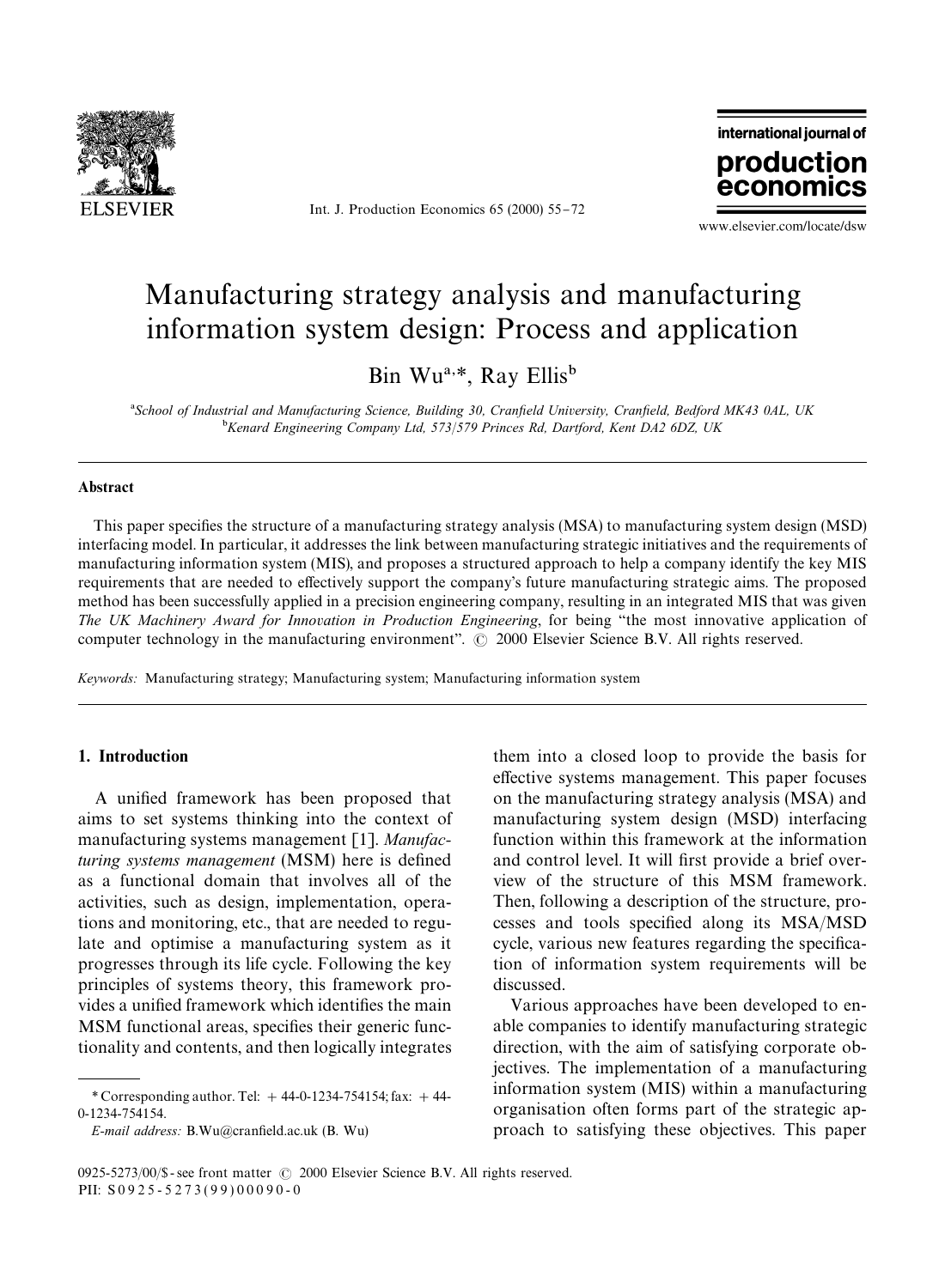# Manufacturing strategy analysis and manufacturing information system design: Process and application

Bin Wu[a,*], Ray Ellis[b]

[a]*School of Industrial and Manufacturing Science, Building 30, Cranfield University, Cranfield, Bedford MK43 0AL, UK*
[b]*Kenard Engineering Company Ltd, 573/579 Princes Rd, Dartford, Kent DA2 6DZ, UK*

## Abstract

This paper specifies the structure of a manufacturing strategy analysis (MSA) to manufacturing system design (MSD) interfacing model. In particular, it addresses the link between manufacturing strategic initiatives and the requirements of manufacturing information system (MIS), and proposes a structured approach to help a company identify the key MIS requirements that are needed to effectively support the company's future manufacturing strategic aims. The proposed method has been successfully applied in a precision engineering company, resulting in an integrated MIS that was given *The UK Machinery Award for Innovation in Production Engineering*, for being "the most innovative application of computer technology in the manufacturing environment". © 2000 Elsevier Science B.V. All rights reserved.

*Keywords:* Manufacturing strategy; Manufacturing system; Manufacturing information system

## 1. Introduction

A unified framework has been proposed that aims to set systems thinking into the context of manufacturing systems management [1]. *Manufacturing systems management* (MSM) here is defined as a functional domain that involves all of the activities, such as design, implementation, operations and monitoring, etc., that are needed to regulate and optimise a manufacturing system as it progresses through its life cycle. Following the key principles of systems theory, this framework provides a unified framework which identifies the main MSM functional areas, specifies their generic functionality and contents, and then logically integrates them into a closed loop to provide the basis for effective systems management. This paper focuses on the manufacturing strategy analysis (MSA) and manufacturing system design (MSD) interfacing function within this framework at the information and control level. It will first provide a brief overview of the structure of this MSM framework. Then, following a description of the structure, processes and tools specified along its MSA/MSD cycle, various new features regarding the specification of information system requirements will be discussed.

Various approaches have been developed to enable companies to identify manufacturing strategic direction, with the aim of satisfying corporate objectives. The implementation of a manufacturing information system (MIS) within a manufacturing organisation often forms part of the strategic approach to satisfying these objectives. This paper

\* Corresponding author. Tel: + 44-0-1234-754154; fax: + 44-0-1234-754154.
*E-mail address:* B.Wu@cranfield.ac.uk (B. Wu)

0925-5273/00/$ - see front matter © 2000 Elsevier Science B.V. All rights reserved.
PII: S0925-5273(99)00090-0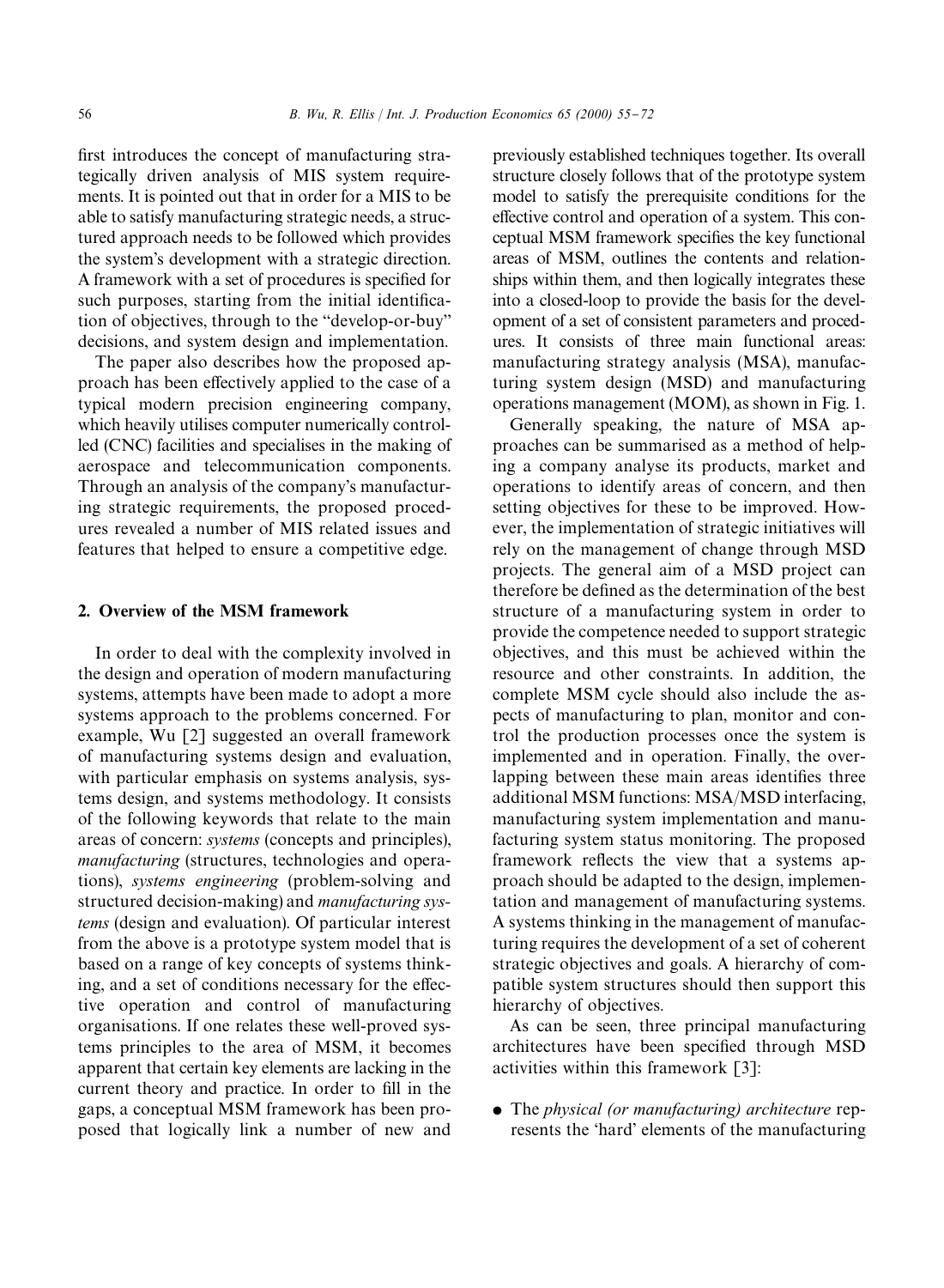first introduces the concept of manufacturing strategically driven analysis of MIS system requirements. It is pointed out that in order for a MIS to be able to satisfy manufacturing strategic needs, a structured approach needs to be followed which provides the system's development with a strategic direction. A framework with a set of procedures is specified for such purposes, starting from the initial identification of objectives, through to the "develop-or-buy" decisions, and system design and implementation.

The paper also describes how the proposed approach has been effectively applied to the case of a typical modern precision engineering company, which heavily utilises computer numerically controlled (CNC) facilities and specialises in the making of aerospace and telecommunication components. Through an analysis of the company's manufacturing strategic requirements, the proposed procedures revealed a number of MIS related issues and features that helped to ensure a competitive edge.

## 2. Overview of the MSM framework

In order to deal with the complexity involved in the design and operation of modern manufacturing systems, attempts have been made to adopt a more systems approach to the problems concerned. For example, Wu [2] suggested an overall framework of manufacturing systems design and evaluation, with particular emphasis on systems analysis, systems design, and systems methodology. It consists of the following keywords that relate to the main areas of concern: *systems* (concepts and principles), *manufacturing* (structures, technologies and operations), *systems engineering* (problem-solving and structured decision-making) and *manufacturing systems* (design and evaluation). Of particular interest from the above is a prototype system model that is based on a range of key concepts of systems thinking, and a set of conditions necessary for the effective operation and control of manufacturing organisations. If one relates these well-proved systems principles to the area of MSM, it becomes apparent that certain key elements are lacking in the current theory and practice. In order to fill in the gaps, a conceptual MSM framework has been proposed that logically link a number of new and previously established techniques together. Its overall structure closely follows that of the prototype system model to satisfy the prerequisite conditions for the effective control and operation of a system. This conceptual MSM framework specifies the key functional areas of MSM, outlines the contents and relationships within them, and then logically integrates these into a closed-loop to provide the basis for the development of a set of consistent parameters and procedures. It consists of three main functional areas: manufacturing strategy analysis (MSA), manufacturing system design (MSD) and manufacturing operations management (MOM), as shown in Fig. 1.

Generally speaking, the nature of MSA approaches can be summarised as a method of helping a company analyse its products, market and operations to identify areas of concern, and then setting objectives for these to be improved. However, the implementation of strategic initiatives will rely on the management of change through MSD projects. The general aim of a MSD project can therefore be defined as the determination of the best structure of a manufacturing system in order to provide the competence needed to support strategic objectives, and this must be achieved within the resource and other constraints. In addition, the complete MSM cycle should also include the aspects of manufacturing to plan, monitor and control the production processes once the system is implemented and in operation. Finally, the overlapping between these main areas identifies three additional MSM functions: MSA/MSD interfacing, manufacturing system implementation and manufacturing system status monitoring. The proposed framework reflects the view that a systems approach should be adapted to the design, implementation and management of manufacturing systems. A systems thinking in the management of manufacturing requires the development of a set of coherent strategic objectives and goals. A hierarchy of compatible system structures should then support this hierarchy of objectives.

As can be seen, three principal manufacturing architectures have been specified through MSD activities within this framework [3]:

- The *physical (or manufacturing) architecture* represents the 'hard' elements of the manufacturing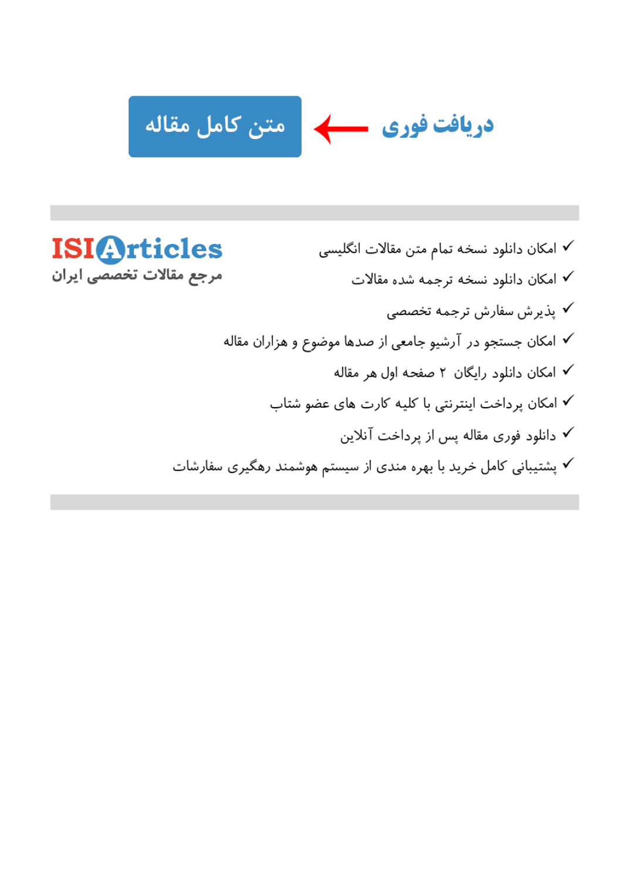دریافت فوری ← متن کامل مقاله

**ISIArticles**
مرجع مقالات تخصصی ایران

- ✓ امکان دانلود نسخه تمام متن مقالات انگلیسی
- ✓ امکان دانلود نسخه ترجمه شده مقالات
- ✓ پذیرش سفارش ترجمه تخصصی
- ✓ امکان جستجو در آرشیو جامعی از صدها موضوع و هزاران مقاله
- ✓ امکان دانلود رایگان ۲ صفحه اول هر مقاله
- ✓ امکان پرداخت اینترنتی با کلیه کارت های عضو شتاب
- ✓ دانلود فوری مقاله پس از پرداخت آنلاین
- ✓ پشتیبانی کامل خرید با بهره مندی از سیستم هوشمند رهگیری سفارشات